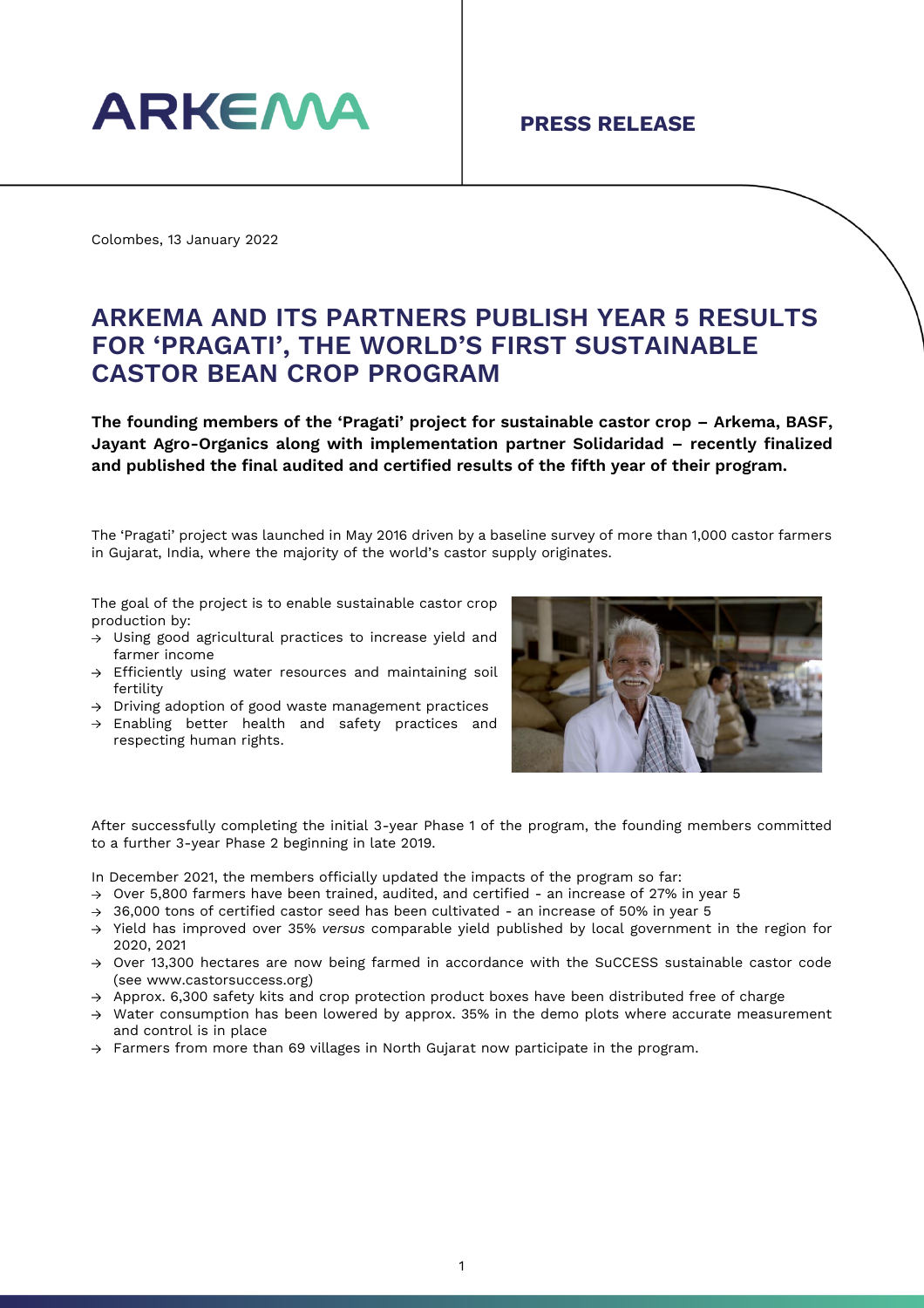ARKEMA

**PRESS RELEASE**

Colombes, 13 January 2022

# ARKEMA AND ITS PARTNERS PUBLISH YEAR 5 RESULTS FOR 'PRAGATI', THE WORLD'S FIRST SUSTAINABLE CASTOR BEAN CROP PROGRAM

**The founding members of the 'Pragati' project for sustainable castor crop – Arkema, BASF, Jayant Agro-Organics along with implementation partner Solidaridad – recently finalized and published the final audited and certified results of the fifth year of their program.**

The 'Pragati' project was launched in May 2016 driven by a baseline survey of more than 1,000 castor farmers in Gujarat, India, where the majority of the world's castor supply originates.

The goal of the project is to enable sustainable castor crop production by:

- Using good agricultural practices to increase yield and farmer income
- Efficiently using water resources and maintaining soil fertility
- Driving adoption of good waste management practices
- Enabling better health and safety practices and respecting human rights.

After successfully completing the initial 3-year Phase 1 of the program, the founding members committed to a further 3-year Phase 2 beginning in late 2019.

In December 2021, the members officially updated the impacts of the program so far:

- Over 5,800 farmers have been trained, audited, and certified - an increase of 27% in year 5
- 36,000 tons of certified castor seed has been cultivated - an increase of 50% in year 5
- Yield has improved over 35% *versus* comparable yield published by local government in the region for 2020, 2021
- Over 13,300 hectares are now being farmed in accordance with the SuCCESS sustainable castor code (see www.castorsuccess.org)
- Approx. 6,300 safety kits and crop protection product boxes have been distributed free of charge
- Water consumption has been lowered by approx. 35% in the demo plots where accurate measurement and control is in place
- Farmers from more than 69 villages in North Gujarat now participate in the program.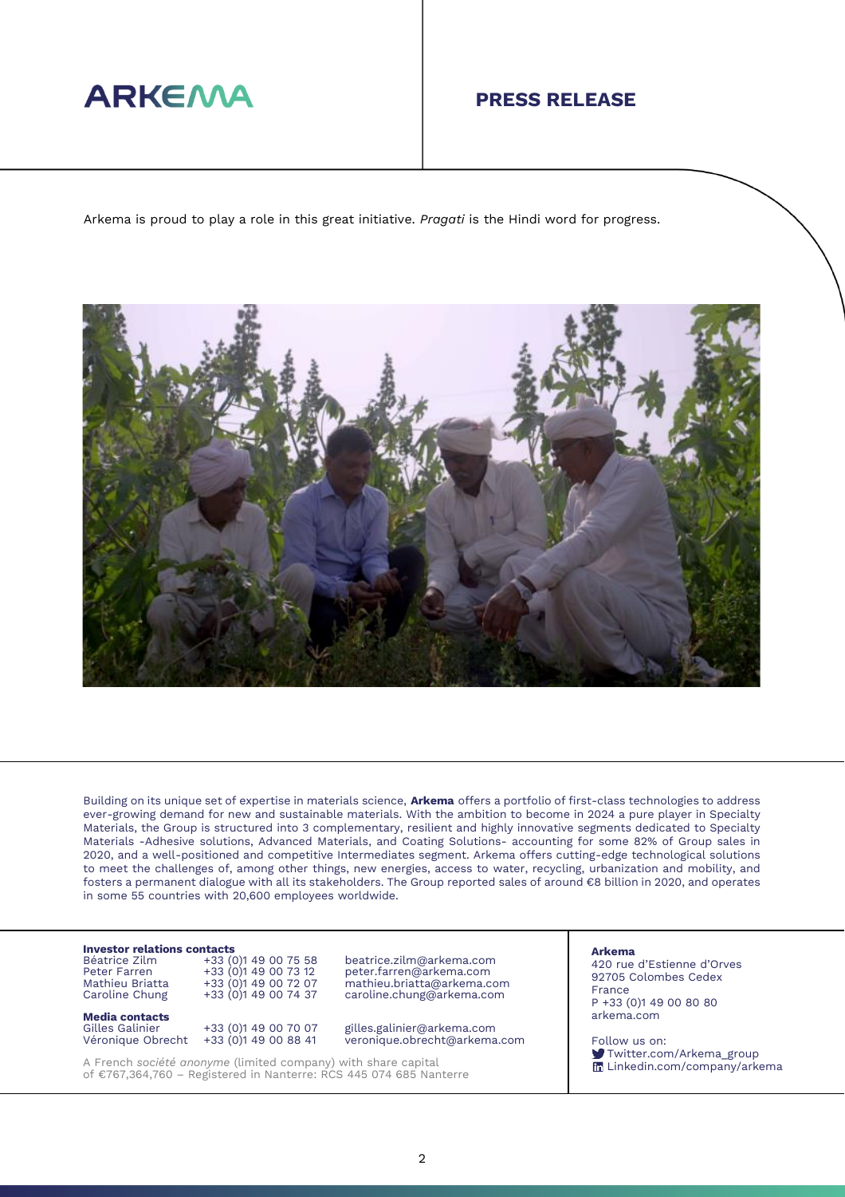Arkema is proud to play a role in this great initiative. *Pragati* is the Hindi word for progress.

Building on its unique set of expertise in materials science, **Arkema** offers a portfolio of first-class technologies to address ever-growing demand for new and sustainable materials. With the ambition to become in 2024 a pure player in Specialty Materials, the Group is structured into 3 complementary, resilient and highly innovative segments dedicated to Specialty Materials -Adhesive solutions, Advanced Materials, and Coating Solutions- accounting for some 82% of Group sales in 2020, and a well-positioned and competitive Intermediates segment. Arkema offers cutting-edge technological solutions to meet the challenges of, among other things, new energies, access to water, recycling, urbanization and mobility, and fosters a permanent dialogue with all its stakeholders. The Group reported sales of around €8 billion in 2020, and operates in some 55 countries with 20,600 employees worldwide.

**Investor relations contacts**

| | | |
|---|---|---|
| Béatrice Zilm | +33 (0)1 49 00 75 58 | beatrice.zilm@arkema.com |
| Peter Farren | +33 (0)1 49 00 73 12 | peter.farren@arkema.com |
| Mathieu Briatta | +33 (0)1 49 00 72 07 | mathieu.briatta@arkema.com |
| Caroline Chung | +33 (0)1 49 00 74 37 | caroline.chung@arkema.com |

**Media contacts**

| | | |
|---|---|---|
| Gilles Galinier | +33 (0)1 49 00 70 07 | gilles.galinier@arkema.com |
| Véronique Obrecht | +33 (0)1 49 00 88 41 | veronique.obrecht@arkema.com |

A French *société anonyme* (limited company) with share capital of €767,364,760 – Registered in Nanterre: RCS 445 074 685 Nanterre

**Arkema**
420 rue d'Estienne d'Orves
92705 Colombes Cedex
France
P +33 (0)1 49 00 80 80
arkema.com

Follow us on:
Twitter.com/Arkema_group
Linkedin.com/company/arkema